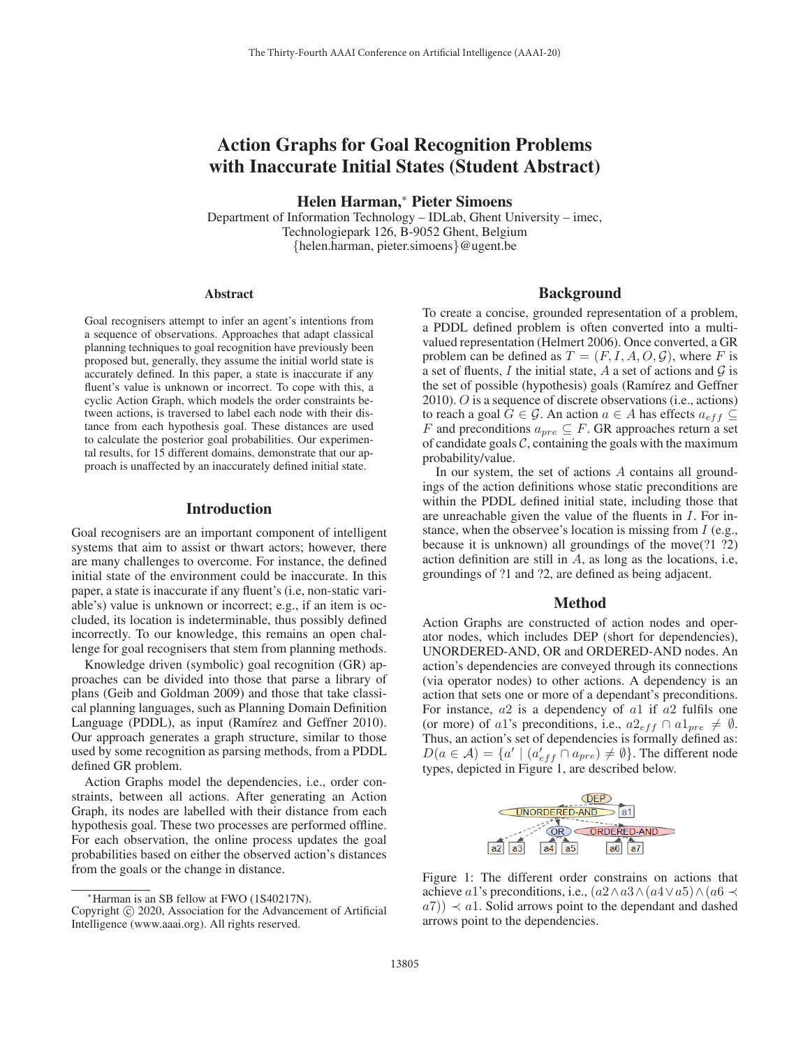# Action Graphs for Goal Recognition Problems with Inaccurate Initial States (Student Abstract)

**Helen Harman,* Pieter Simoens**

Department of Information Technology – IDLab, Ghent University – imec,
Technologiepark 126, B-9052 Ghent, Belgium
{helen.harman, pieter.simoens}@ugent.be

## Abstract

Goal recognisers attempt to infer an agent's intentions from a sequence of observations. Approaches that adapt classical planning techniques to goal recognition have previously been proposed but, generally, they assume the initial world state is accurately defined. In this paper, a state is inaccurate if any fluent's (i.e, non-static variable's) value is unknown or incorrect. To cope with this, a cyclic Action Graph, which models the order constraints between actions, is traversed to label each node with their distance from each hypothesis goal. These distances are used to calculate the posterior goal probabilities. Our experimental results, for 15 different domains, demonstrate that our approach is unaffected by an inaccurately defined initial state.

## Introduction

Goal recognisers are an important component of intelligent systems that aim to assist or thwart actors; however, there are many challenges to overcome. For instance, the defined initial state of the environment could be inaccurate. In this paper, a state is inaccurate if any fluent's (i.e, non-static variable's) value is unknown or incorrect; e.g., if an item is occluded, its location is indeterminable, thus possibly defined incorrectly. To our knowledge, this remains an open challenge for goal recognisers that stem from planning methods.

Knowledge driven (symbolic) goal recognition (GR) approaches can be divided into those that parse a library of plans (Geib and Goldman 2009) and those that take classical planning languages, such as Planning Domain Definition Language (PDDL), as input (Ramírez and Geffner 2010). Our approach generates a graph structure, similar to those used by some recognition as parsing methods, from a PDDL defined GR problem.

Action Graphs model the dependencies, i.e., order constraints, between all actions. After generating an Action Graph, its nodes are labelled with their distance from each hypothesis goal. These two processes are performed offline. For each observation, the online process updates the goal probabilities based on either the observed action's distances from the goals or the change in distance.

*Harman is an SB fellow at FWO (1S40217N).
Copyright © 2020, Association for the Advancement of Artificial Intelligence (www.aaai.org). All rights reserved.

## Background

To create a concise, grounded representation of a problem, a PDDL defined problem is often converted into a multi-valued representation (Helmert 2006). Once converted, a GR problem can be defined as $T = (F, I, A, O, \mathcal{G})$, where $F$ is a set of fluents, $I$ the initial state, $A$ a set of actions and $\mathcal{G}$ is the set of possible (hypothesis) goals (Ramírez and Geffner 2010). $O$ is a sequence of discrete observations (i.e., actions) to reach a goal $G \in \mathcal{G}$. An action $a \in A$ has effects $a_{eff} \subseteq F$ and preconditions $a_{pre} \subseteq F$. GR approaches return a set of candidate goals $\mathcal{C}$, containing the goals with the maximum probability/value.

In our system, the set of actions $A$ contains all groundings of the action definitions whose static preconditions are within the PDDL defined initial state, including those that are unreachable given the value of the fluents in $I$. For instance, when the observee's location is missing from $I$ (e.g., because it is unknown) all groundings of the move(?1 ?2) action definition are still in $A$, as long as the locations, i.e, groundings of ?1 and ?2, are defined as being adjacent.

## Method

Action Graphs are constructed of action nodes and operator nodes, which includes DEP (short for dependencies), UNORDERED-AND, OR and ORDERED-AND nodes. An action's dependencies are conveyed through its connections (via operator nodes) to other actions. A dependency is an action that sets one or more of a dependant's preconditions. For instance, $a2$ is a dependency of $a1$ if $a2$ fulfils one (or more) of $a1$'s preconditions, i.e., $a2_{eff} \cap a1_{pre} \neq \emptyset$. Thus, an action's set of dependencies is formally defined as: $D(a \in \mathcal{A}) = \{a' \mid (a'_{eff} \cap a_{pre}) \neq \emptyset\}$. The different node types, depicted in Figure 1, are described below.

Figure 1: The different order constrains on actions that achieve $a1$'s preconditions, i.e., $(a2 \wedge a3 \wedge (a4 \vee a5) \wedge (a6 \prec a7)) \prec a1$. Solid arrows point to the dependant and dashed arrows point to the dependencies.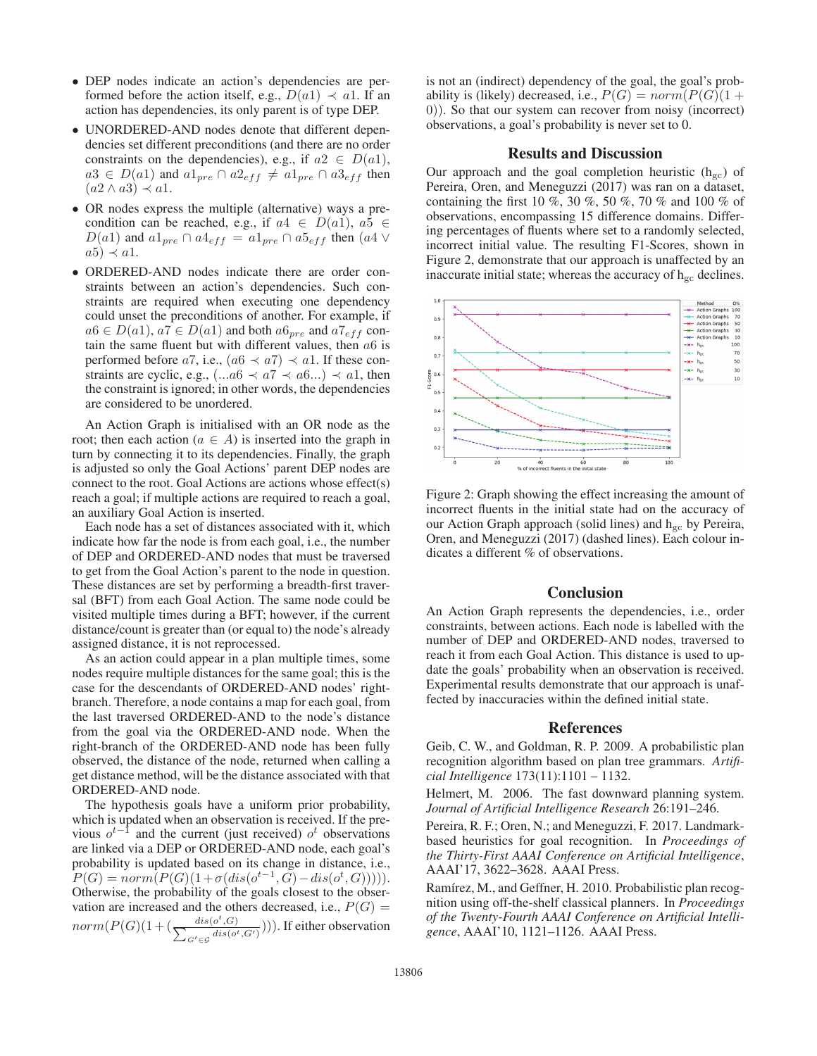- DEP nodes indicate an action's dependencies are performed before the action itself, e.g., $D(a1) \prec a1$. If an action has dependencies, its only parent is of type DEP.
- UNORDERED-AND nodes denote that different dependencies set different preconditions (and there are no order constraints on the dependencies), e.g., if $a2 \in D(a1)$, $a3 \in D(a1)$ and $a1_{pre} \cap a2_{eff} \neq a1_{pre} \cap a3_{eff}$ then $(a2 \wedge a3) \prec a1$.
- OR nodes express the multiple (alternative) ways a precondition can be reached, e.g., if $a4 \in D(a1)$, $a5 \in D(a1)$ and $a1_{pre} \cap a4_{eff} = a1_{pre} \cap a5_{eff}$ then $(a4 \vee a5) \prec a1$.
- ORDERED-AND nodes indicate there are order constraints between an action's dependencies. Such constraints are required when executing one dependency could unset the preconditions of another. For example, if $a6 \in D(a1)$, $a7 \in D(a1)$ and both $a6_{pre}$ and $a7_{eff}$ contain the same fluent but with different values, then $a6$ is performed before $a7$, i.e., $(a6 \prec a7) \prec a1$. If these constraints are cyclic, e.g., $(...a6 \prec a7 \prec a6...) \prec a1$, then the constraint is ignored; in other words, the dependencies are considered to be unordered.

An Action Graph is initialised with an OR node as the root; then each action ($a \in A$) is inserted into the graph in turn by connecting it to its dependencies. Finally, the graph is adjusted so only the Goal Actions' parent DEP nodes are connect to the root. Goal Actions are actions whose effect(s) reach a goal; if multiple actions are required to reach a goal, an auxiliary Goal Action is inserted.

Each node has a set of distances associated with it, which indicate how far the node is from each goal, i.e., the number of DEP and ORDERED-AND nodes that must be traversed to get from the Goal Action's parent to the node in question. These distances are set by performing a breadth-first traversal (BFT) from each Goal Action. The same node could be visited multiple times during a BFT; however, if the current distance/count is greater than (or equal to) the node's already assigned distance, it is not reprocessed.

As an action could appear in a plan multiple times, some nodes require multiple distances for the same goal; this is the case for the descendants of ORDERED-AND nodes' right-branch. Therefore, a node contains a map for each goal, from the last traversed ORDERED-AND to the node's distance from the goal via the ORDERED-AND node. When the right-branch of the ORDERED-AND node has been fully observed, the distance of the node, returned when calling a get distance method, will be the distance associated with that ORDERED-AND node.

The hypothesis goals have a uniform prior probability, which is updated when an observation is received. If the previous $o^{t-1}$ and the current (just received) $o^t$ observations are linked via a DEP or ORDERED-AND node, each goal's probability is updated based on its change in distance, i.e., $P(G) = norm(P(G)(1+\sigma(dis(o^{t-1}, G) - dis(o^t, G))))$. Otherwise, the probability of the goals closest to the observation are increased and the others decreased, i.e., $P(G) = norm(P(G)(1+(\frac{dis(o^t,G)}{\sum_{G' \in \mathcal{G}} dis(o^t,G')})))$. If either observation is not an (indirect) dependency of the goal, the goal's probability is (likely) decreased, i.e., $P(G) = norm(P(G)(1+0))$. So that our system can recover from noisy (incorrect) observations, a goal's probability is never set to 0.

## Results and Discussion

Our approach and the goal completion heuristic ($h_{gc}$) of Pereira, Oren, and Meneguzzi (2017) was ran on a dataset, containing the first 10 %, 30 %, 50 %, 70 % and 100 % of observations, encompassing 15 difference domains. Differing percentages of fluents where set to a randomly selected, incorrect initial value. The resulting F1-Scores, shown in Figure 2, demonstrate that our approach is unaffected by an inaccurate initial state; whereas the accuracy of $h_{gc}$ declines.

Method O%
Action Graphs 100
Action Graphs 70
Action Graphs 50
Action Graphs 30
Action Graphs 10
$h_{gc}$ 100
$h_{gc}$ 70
$h_{gc}$ 50
$h_{gc}$ 30
$h_{gc}$ 10
F1-Score
% of incorrect fluents in the inital state

Figure 2: Graph showing the effect increasing the amount of incorrect fluents in the initial state had on the accuracy of our Action Graph approach (solid lines) and $h_{gc}$ by Pereira, Oren, and Meneguzzi (2017) (dashed lines). Each colour indicates a different % of observations.

## Conclusion

An Action Graph represents the dependencies, i.e., order constraints, between actions. Each node is labelled with the number of DEP and ORDERED-AND nodes, traversed to reach it from each Goal Action. This distance is used to update the goals' probability when an observation is received. Experimental results demonstrate that our approach is unaffected by inaccuracies within the defined initial state.

## References

Geib, C. W., and Goldman, R. P. 2009. A probabilistic plan recognition algorithm based on plan tree grammars. *Artificial Intelligence* 173(11):1101 – 1132.

Helmert, M. 2006. The fast downward planning system. *Journal of Artificial Intelligence Research* 26:191–246.

Pereira, R. F.; Oren, N.; and Meneguzzi, F. 2017. Landmark-based heuristics for goal recognition. In *Proceedings of the Thirty-First AAAI Conference on Artificial Intelligence*, AAAI'17, 3622–3628. AAAI Press.

Ramírez, M., and Geffner, H. 2010. Probabilistic plan recognition using off-the-shelf classical planners. In *Proceedings of the Twenty-Fourth AAAI Conference on Artificial Intelligence*, AAAI'10, 1121–1126. AAAI Press.